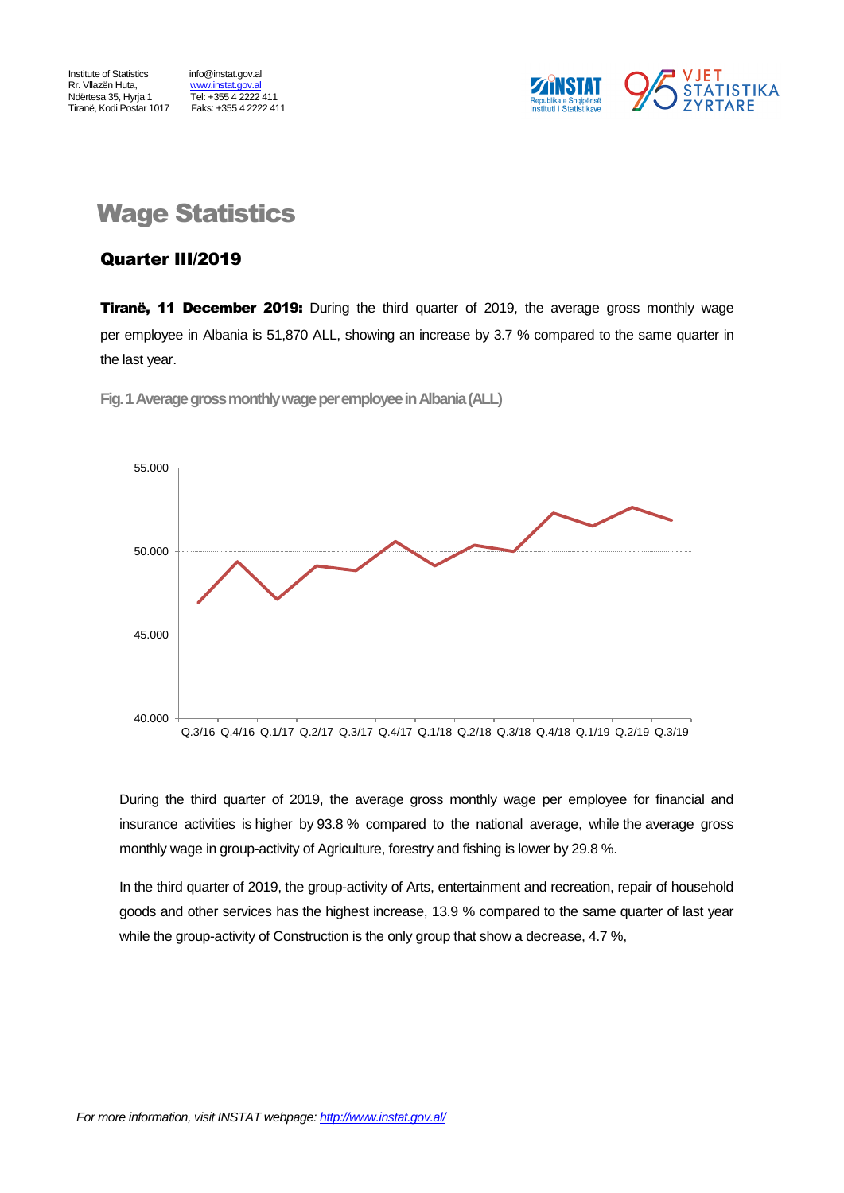Institute of Statistics
Rr. Vllazën Huta,
Ndërtesa 35, Hyrja 1
Tiranë, Kodi Postar 1017

info@instat.gov.al
www.instat.gov.al
Tel: +355 4 2222 411
Faks: +355 4 2222 411

# Wage Statistics

## Quarter III/2019

**Tiranë, 11 December 2019:** During the third quarter of 2019, the average gross monthly wage per employee in Albania is 51,870 ALL, showing an increase by 3.7 % compared to the same quarter in the last year.

**Fig. 1 Average gross monthly wage per employee in Albania (ALL)**

During the third quarter of 2019, the average gross monthly wage per employee for financial and insurance activities is higher by 93.8 % compared to the national average, while the average gross monthly wage in group-activity of Agriculture, forestry and fishing is lower by 29.8 %.

In the third quarter of 2019, the group-activity of Arts, entertainment and recreation, repair of household goods and other services has the highest increase, 13.9 % compared to the same quarter of last year while the group-activity of Construction is the only group that show a decrease, 4.7 %,

*For more information, visit INSTAT webpage: http://www.instat.gov.al/*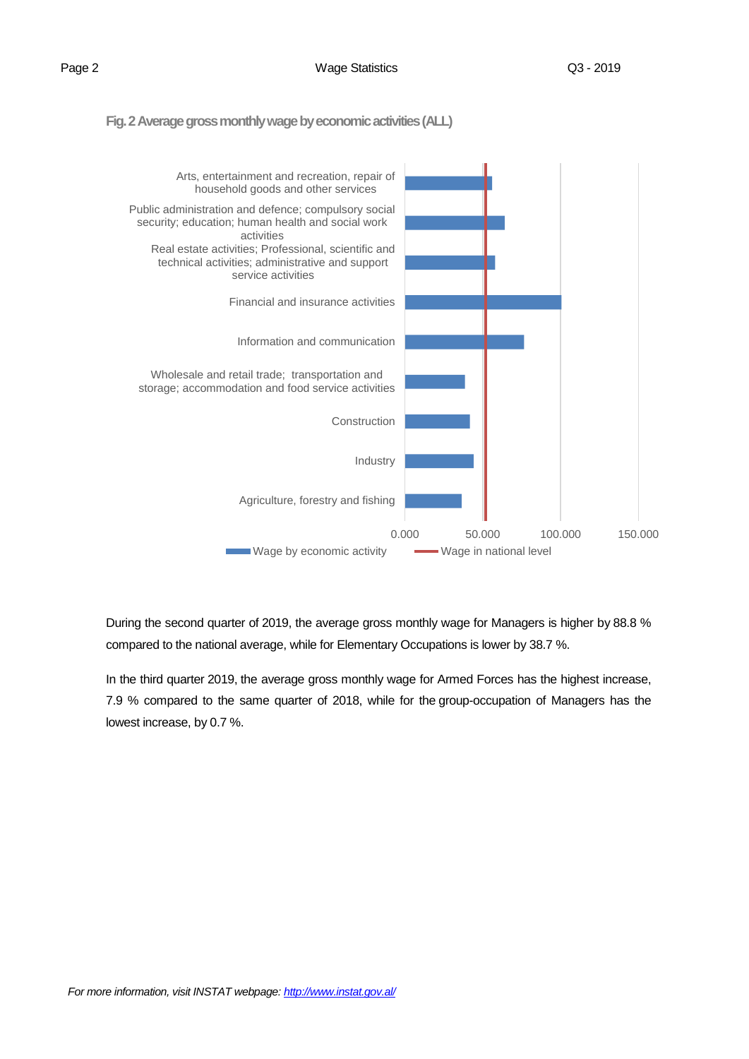**Fig. 2 Average gross monthly wage by economic activities (ALL)**

During the second quarter of 2019, the average gross monthly wage for Managers is higher by 88.8 % compared to the national average, while for Elementary Occupations is lower by 38.7 %.

In the third quarter 2019, the average gross monthly wage for Armed Forces has the highest increase, 7.9 % compared to the same quarter of 2018, while for the group-occupation of Managers has the lowest increase, by 0.7 %.

*For more information, visit INSTAT webpage: [http://www.instat.gov.al/](http://www.instat.gov.al/)*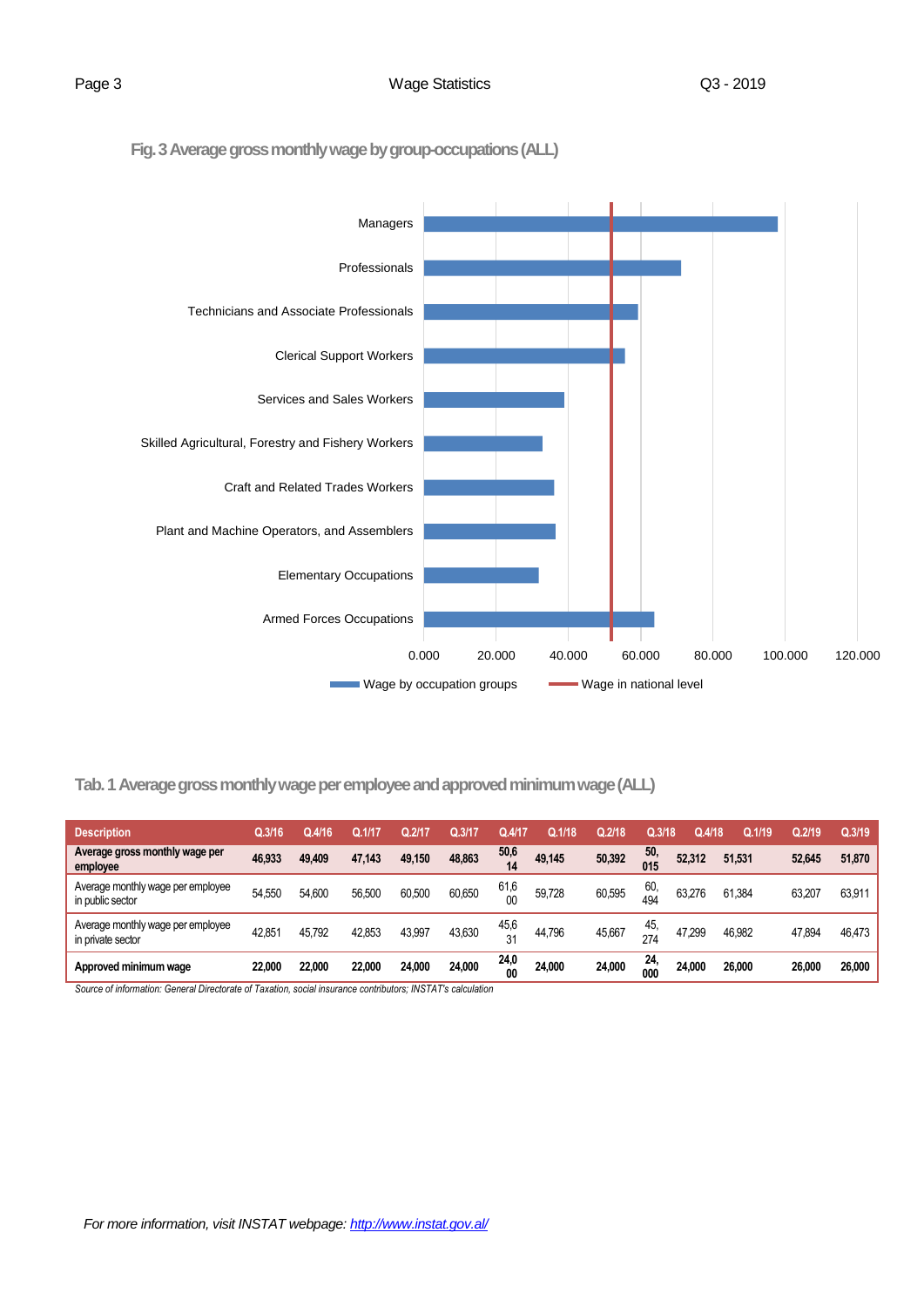**Fig. 3 Average gross monthly wage by group-occupations (ALL)**

**Tab. 1 Average gross monthly wage per employee and approved minimum wage (ALL)**

| Description | Q.3/16 | Q.4/16 | Q.1/17 | Q.2/17 | Q.3/17 | Q.4/17 | Q.1/18 | Q.2/18 | Q.3/18 | Q.4/18 | Q.1/19 | Q.2/19 | Q.3/19 |
|---|---|---|---|---|---|---|---|---|---|---|---|---|---|
| **Average gross monthly wage per employee** | **46,933** | **49,409** | **47,143** | **49,150** | **48,863** | **50,614** | **49,145** | **50,392** | **50,015** | **52,312** | **51,531** | **52,645** | **51,870** |
| Average monthly wage per employee in public sector | 54,550 | 54,600 | 56,500 | 60,500 | 60,650 | 61,600 | 59,728 | 60,595 | 60,494 | 63,276 | 61,384 | 63,207 | 63,911 |
| Average monthly wage per employee in private sector | 42,851 | 45,792 | 42,853 | 43,997 | 43,630 | 45,631 | 44,796 | 45,667 | 45,274 | 47,299 | 46,982 | 47,894 | 46,473 |
| **Approved minimum wage** | **22,000** | **22,000** | **22,000** | **24,000** | **24,000** | **24,000** | **24,000** | **24,000** | **24,000** | **24,000** | **26,000** | **26,000** | **26,000** |

*Source of information: General Directorate of Taxation, social insurance contributors; INSTAT's calculation*

*For more information, visit INSTAT webpage: http://www.instat.gov.al/*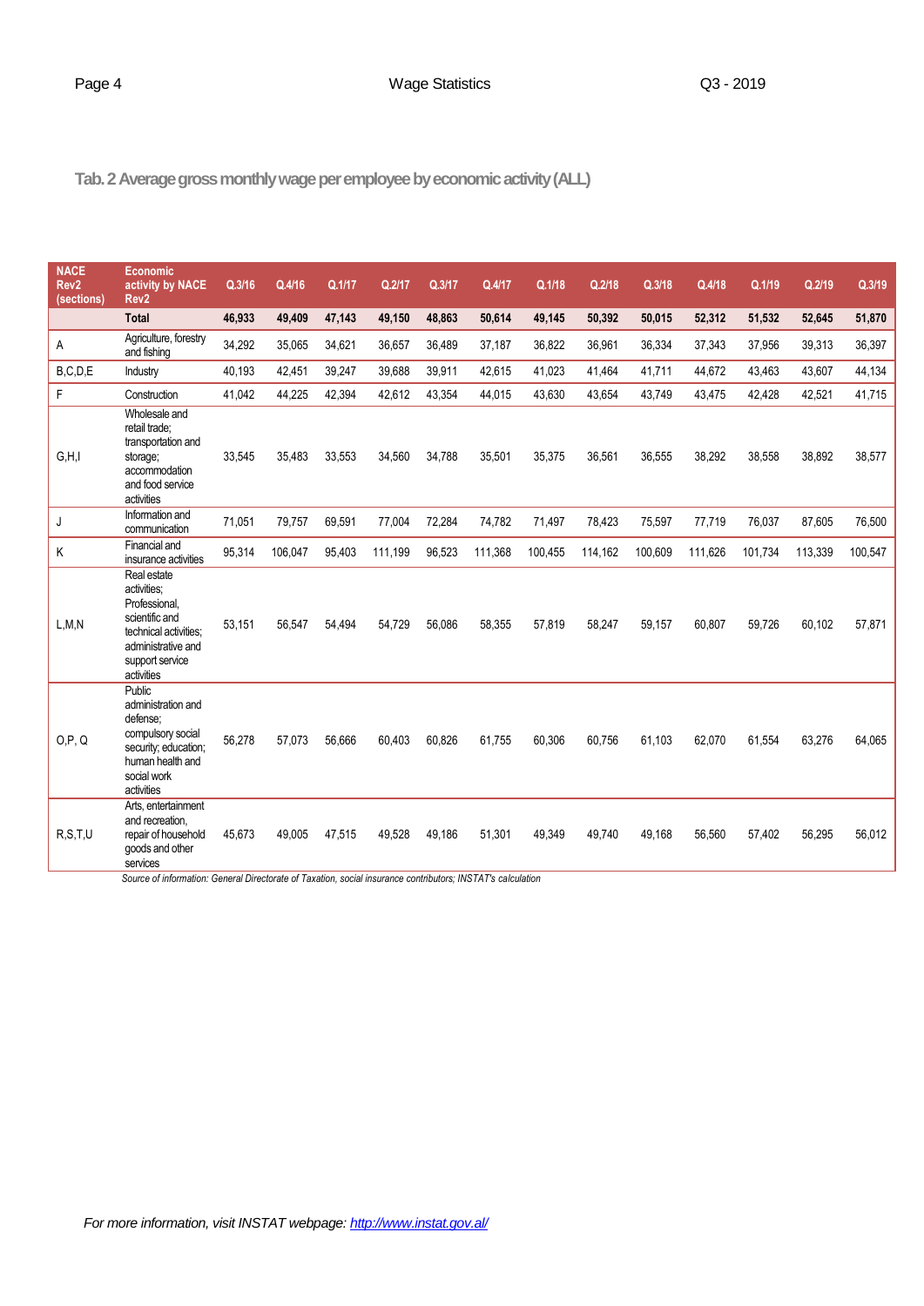### Tab. 2 Average gross monthly wage per employee by economic activity (ALL)

| NACE Rev2 (sections) | Economic activity by NACE Rev2 | Q.3/16 | Q.4/16 | Q.1/17 | Q.2/17 | Q.3/17 | Q.4/17 | Q.1/18 | Q.2/18 | Q.3/18 | Q.4/18 | Q.1/19 | Q.2/19 | Q.3/19 |
|---|---|---|---|---|---|---|---|---|---|---|---|---|---|---|
| | **Total** | **46,933** | **49,409** | **47,143** | **49,150** | **48,863** | **50,614** | **49,145** | **50,392** | **50,015** | **52,312** | **51,532** | **52,645** | **51,870** |
| A | Agriculture, forestry and fishing | 34,292 | 35,065 | 34,621 | 36,657 | 36,489 | 37,187 | 36,822 | 36,961 | 36,334 | 37,343 | 37,956 | 39,313 | 36,397 |
| B,C,D,E | Industry | 40,193 | 42,451 | 39,247 | 39,688 | 39,911 | 42,615 | 41,023 | 41,464 | 41,711 | 44,672 | 43,463 | 43,607 | 44,134 |
| F | Construction | 41,042 | 44,225 | 42,394 | 42,612 | 43,354 | 44,015 | 43,630 | 43,654 | 43,749 | 43,475 | 42,428 | 42,521 | 41,715 |
| G,H,I | Wholesale and retail trade; transportation and storage; accommodation and food service activities | 33,545 | 35,483 | 33,553 | 34,560 | 34,788 | 35,501 | 35,375 | 36,561 | 36,555 | 38,292 | 38,558 | 38,892 | 38,577 |
| J | Information and communication | 71,051 | 79,757 | 69,591 | 77,004 | 72,284 | 74,782 | 71,497 | 78,423 | 75,597 | 77,719 | 76,037 | 87,605 | 76,500 |
| K | Financial and insurance activities | 95,314 | 106,047 | 95,403 | 111,199 | 96,523 | 111,368 | 100,455 | 114,162 | 100,609 | 111,626 | 101,734 | 113,339 | 100,547 |
| L,M,N | Real estate activities; Professional, scientific and technical activities; administrative and support service activities | 53,151 | 56,547 | 54,494 | 54,729 | 56,086 | 58,355 | 57,819 | 58,247 | 59,157 | 60,807 | 59,726 | 60,102 | 57,871 |
| O,P, Q | Public administration and defense; compulsory social security; education; human health and social work activities | 56,278 | 57,073 | 56,666 | 60,403 | 60,826 | 61,755 | 60,306 | 60,756 | 61,103 | 62,070 | 61,554 | 63,276 | 64,065 |
| R,S,T,U | Arts, entertainment and recreation, repair of household goods and other services | 45,673 | 49,005 | 47,515 | 49,528 | 49,186 | 51,301 | 49,349 | 49,740 | 49,168 | 56,560 | 57,402 | 56,295 | 56,012 |

*Source of information: General Directorate of Taxation, social insurance contributors; INSTAT's calculation*

*For more information, visit INSTAT webpage: http://www.instat.gov.al/*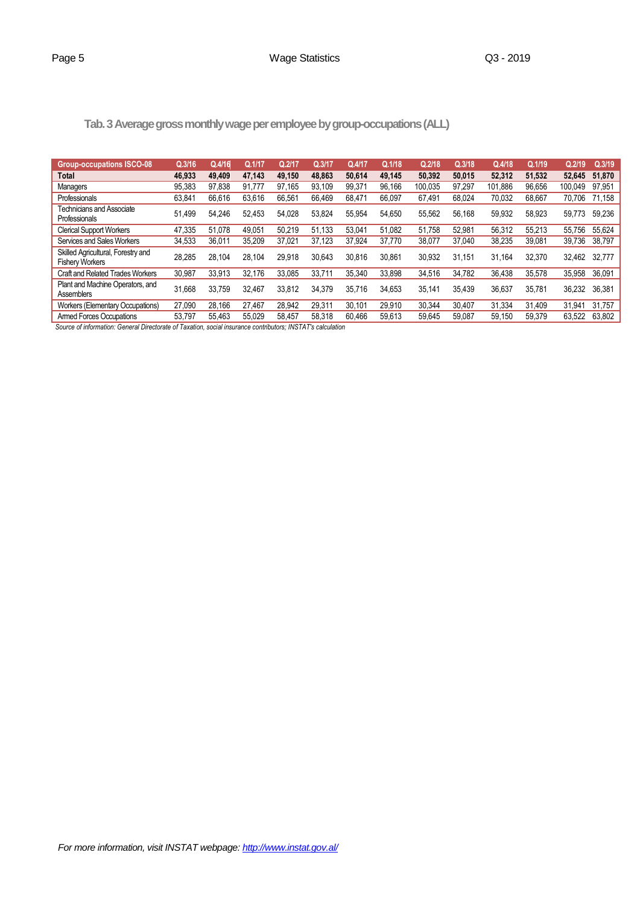### Tab. 3 Average gross monthly wage per employee by group-occupations (ALL)

| Group-occupations ISCO-08 | Q.3/16 | Q.4/16 | Q.1/17 | Q.2/17 | Q.3/17 | Q.4/17 | Q.1/18 | Q.2/18 | Q.3/18 | Q.4/18 | Q.1/19 | Q.2/19 | Q.3/19 |
|---|---|---|---|---|---|---|---|---|---|---|---|---|---|
| **Total** | **46,933** | **49,409** | **47,143** | **49,150** | **48,863** | **50,614** | **49,145** | **50,392** | **50,015** | **52,312** | **51,532** | **52,645** | **51,870** |
| Managers | 95,383 | 97,838 | 91,777 | 97,165 | 93,109 | 99,371 | 96,166 | 100,035 | 97,297 | 101,886 | 96,656 | 100,049 | 97,951 |
| Professionals | 63,841 | 66,616 | 63,616 | 66,561 | 66,469 | 68,471 | 66,097 | 67,491 | 68,024 | 70,032 | 68,667 | 70,706 | 71,158 |
| Technicians and Associate Professionals | 51,499 | 54,246 | 52,453 | 54,028 | 53,824 | 55,954 | 54,650 | 55,562 | 56,168 | 59,932 | 58,923 | 59,773 | 59,236 |
| Clerical Support Workers | 47,335 | 51,078 | 49,051 | 50,219 | 51,133 | 53,041 | 51,082 | 51,758 | 52,981 | 56,312 | 55,213 | 55,756 | 55,624 |
| Services and Sales Workers | 34,533 | 36,011 | 35,209 | 37,021 | 37,123 | 37,924 | 37,770 | 38,077 | 37,040 | 38,235 | 39,081 | 39,736 | 38,797 |
| Skilled Agricultural, Forestry and Fishery Workers | 28,285 | 28,104 | 28,104 | 29,918 | 30,643 | 30,816 | 30,861 | 30,932 | 31,151 | 31,164 | 32,370 | 32,462 | 32,777 |
| Craft and Related Trades Workers | 30,987 | 33,913 | 32,176 | 33,085 | 33,711 | 35,340 | 33,898 | 34,516 | 34,782 | 36,438 | 35,578 | 35,958 | 36,091 |
| Plant and Machine Operators, and Assemblers | 31,668 | 33,759 | 32,467 | 33,812 | 34,379 | 35,716 | 34,653 | 35,141 | 35,439 | 36,637 | 35,781 | 36,232 | 36,381 |
| Workers (Elementary Occupations) | 27,090 | 28,166 | 27,467 | 28,942 | 29,311 | 30,101 | 29,910 | 30,344 | 30,407 | 31,334 | 31,409 | 31,941 | 31,757 |
| Armed Forces Occupations | 53,797 | 55,463 | 55,029 | 58,457 | 58,318 | 60,466 | 59,613 | 59,645 | 59,087 | 59,150 | 59,379 | 63,522 | 63,802 |

*Source of information: General Directorate of Taxation, social insurance contributors; INSTAT's calculation*

*For more information, visit INSTAT webpage: [http://www.instat.gov.al/](http://www.instat.gov.al/)*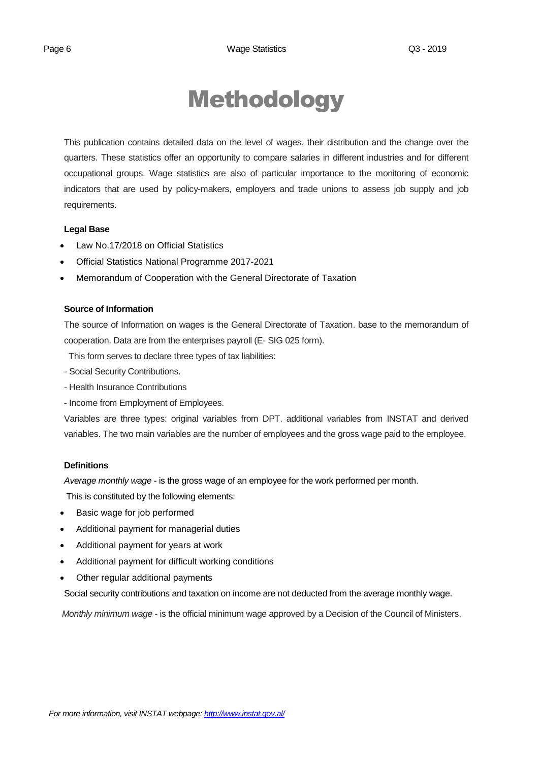# Methodology

This publication contains detailed data on the level of wages, their distribution and the change over the quarters. These statistics offer an opportunity to compare salaries in different industries and for different occupational groups. Wage statistics are also of particular importance to the monitoring of economic indicators that are used by policy-makers, employers and trade unions to assess job supply and job requirements.

**Legal Base**

- Law No.17/2018 on Official Statistics
- Official Statistics National Programme 2017-2021
- Memorandum of Cooperation with the General Directorate of Taxation

**Source of Information**

The source of Information on wages is the General Directorate of Taxation. base to the memorandum of cooperation. Data are from the enterprises payroll (E- SIG 025 form).

This form serves to declare three types of tax liabilities:

- Social Security Contributions.
- Health Insurance Contributions
- Income from Employment of Employees.

Variables are three types: original variables from DPT. additional variables from INSTAT and derived variables. The two main variables are the number of employees and the gross wage paid to the employee.

**Definitions**

*Average monthly wage* - is the gross wage of an employee for the work performed per month.

This is constituted by the following elements:

- Basic wage for job performed
- Additional payment for managerial duties
- Additional payment for years at work
- Additional payment for difficult working conditions
- Other regular additional payments

Social security contributions and taxation on income are not deducted from the average monthly wage.

*Monthly minimum wage* - is the official minimum wage approved by a Decision of the Council of Ministers.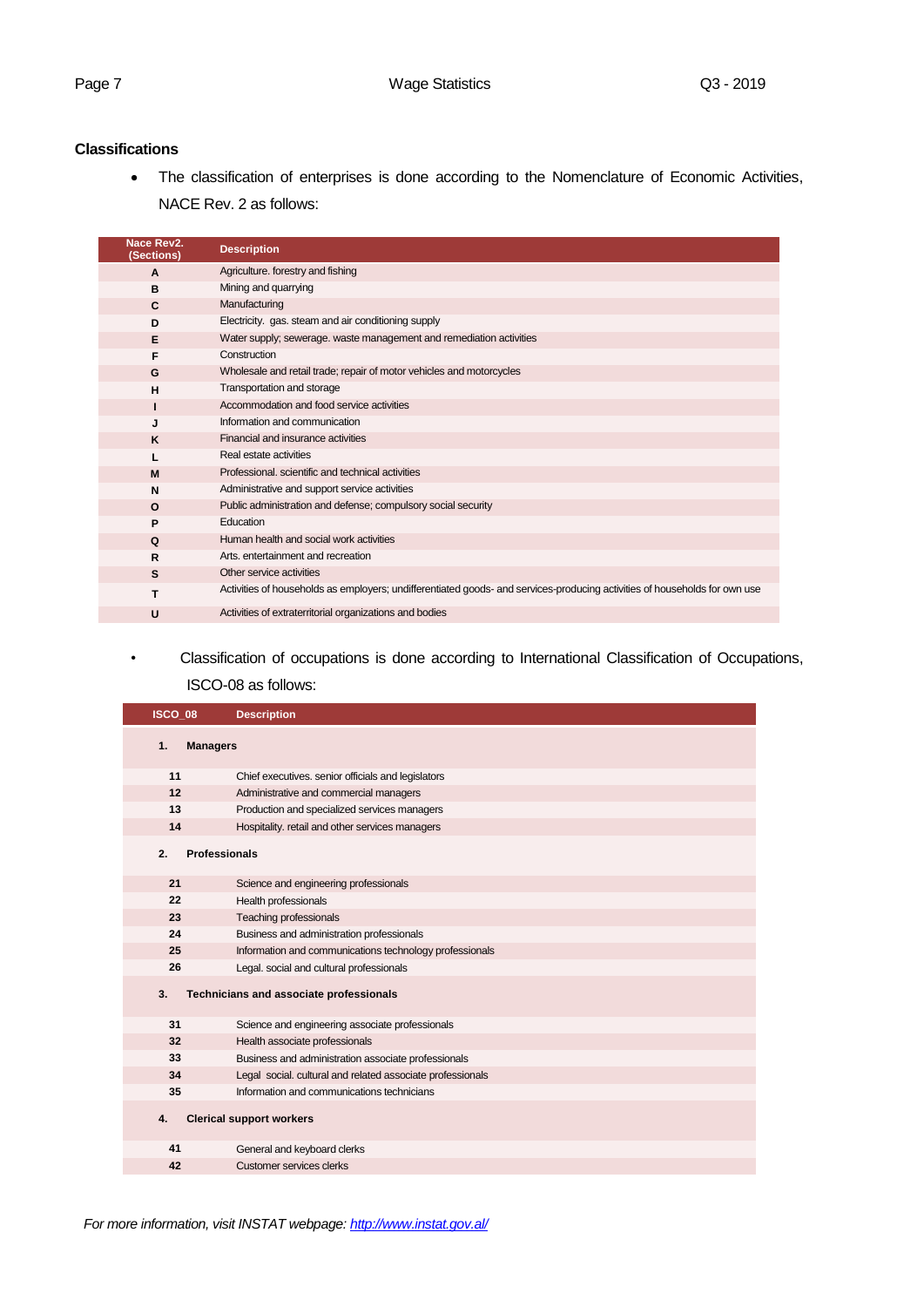## Classifications

- The classification of enterprises is done according to the Nomenclature of Economic Activities, NACE Rev. 2 as follows:

| Nace Rev2. (Sections) | Description |
|---|---|
| A | Agriculture. forestry and fishing |
| B | Mining and quarrying |
| C | Manufacturing |
| D | Electricity. gas. steam and air conditioning supply |
| E | Water supply; sewerage. waste management and remediation activities |
| F | Construction |
| G | Wholesale and retail trade; repair of motor vehicles and motorcycles |
| H | Transportation and storage |
| I | Accommodation and food service activities |
| J | Information and communication |
| K | Financial and insurance activities |
| L | Real estate activities |
| M | Professional. scientific and technical activities |
| N | Administrative and support service activities |
| O | Public administration and defense; compulsory social security |
| P | Education |
| Q | Human health and social work activities |
| R | Arts. entertainment and recreation |
| S | Other service activities |
| T | Activities of households as employers; undifferentiated goods- and services-producing activities of households for own use |
| U | Activities of extraterritorial organizations and bodies |

- Classification of occupations is done according to International Classification of Occupations, ISCO-08 as follows:

| ISCO_08 | Description |
|---|---|
| **1.** | **Managers** |
| 11 | Chief executives. senior officials and legislators |
| 12 | Administrative and commercial managers |
| 13 | Production and specialized services managers |
| 14 | Hospitality. retail and other services managers |
| **2.** | **Professionals** |
| 21 | Science and engineering professionals |
| 22 | Health professionals |
| 23 | Teaching professionals |
| 24 | Business and administration professionals |
| 25 | Information and communications technology professionals |
| 26 | Legal. social and cultural professionals |
| **3.** | **Technicians and associate professionals** |
| 31 | Science and engineering associate professionals |
| 32 | Health associate professionals |
| 33 | Business and administration associate professionals |
| 34 | Legal social. cultural and related associate professionals |
| 35 | Information and communications technicians |
| **4.** | **Clerical support workers** |
| 41 | General and keyboard clerks |
| 42 | Customer services clerks |

*For more information, visit INSTAT webpage: [http://www.instat.gov.al/](http://www.instat.gov.al/)*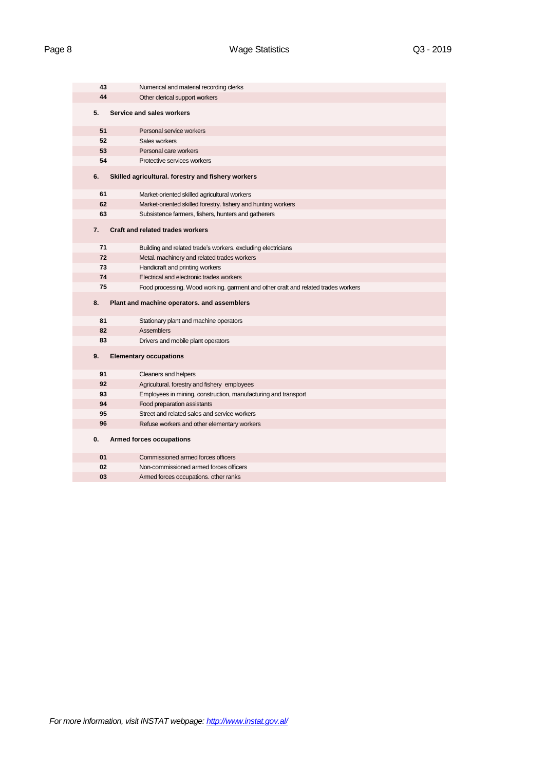| | |
|---|---|
| **43** | Numerical and material recording clerks |
| **44** | Other clerical support workers |
| **5.** | **Service and sales workers** |
| **51** | Personal service workers |
| **52** | Sales workers |
| **53** | Personal care workers |
| **54** | Protective services workers |
| **6.** | **Skilled agricultural. forestry and fishery workers** |
| **61** | Market-oriented skilled agricultural workers |
| **62** | Market-oriented skilled forestry. fishery and hunting workers |
| **63** | Subsistence farmers, fishers, hunters and gatherers |
| **7.** | **Craft and related trades workers** |
| **71** | Building and related trade's workers. excluding electricians |
| **72** | Metal. machinery and related trades workers |
| **73** | Handicraft and printing workers |
| **74** | Electrical and electronic trades workers |
| **75** | Food processing. Wood working. garment and other craft and related trades workers |
| **8.** | **Plant and machine operators. and assemblers** |
| **81** | Stationary plant and machine operators |
| **82** | Assemblers |
| **83** | Drivers and mobile plant operators |
| **9.** | **Elementary occupations** |
| **91** | Cleaners and helpers |
| **92** | Agricultural. forestry and fishery employees |
| **93** | Employees in mining, construction, manufacturing and transport |
| **94** | Food preparation assistants |
| **95** | Street and related sales and service workers |
| **96** | Refuse workers and other elementary workers |
| **0.** | **Armed forces occupations** |
| **01** | Commissioned armed forces officers |
| **02** | Non-commissioned armed forces officers |
| **03** | Armed forces occupations. other ranks |

*For more information, visit INSTAT webpage: http://www.instat.gov.al/*